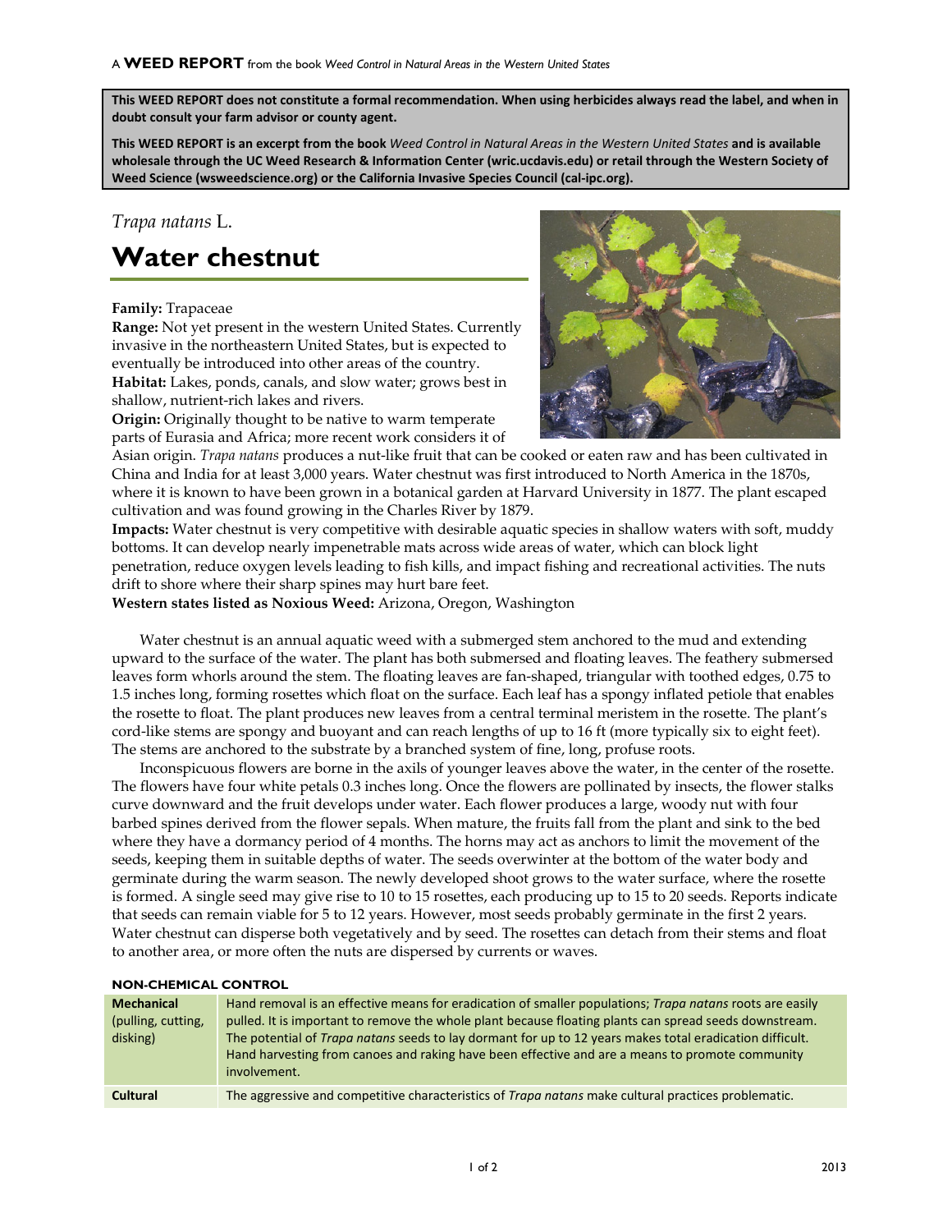A **WEED REPORT** from the book *Weed Control in Natural Areas in the Western United States*

**This WEED REPORT does not constitute a formal recommendation. When using herbicides always read the label, and when in doubt consult your farm advisor or county agent.**

**This WEED REPORT is an excerpt from the book *Weed Control in Natural Areas in the Western United States* and is available wholesale through the UC Weed Research & Information Center (wric.ucdavis.edu) or retail through the Western Society of Weed Science (wsweedscience.org) or the California Invasive Species Council (cal-ipc.org).**

*Trapa natans* L.

# Water chestnut

**Family:** Trapaceae

**Range:** Not yet present in the western United States. Currently invasive in the northeastern United States, but is expected to eventually be introduced into other areas of the country.

**Habitat:** Lakes, ponds, canals, and slow water; grows best in shallow, nutrient-rich lakes and rivers.

**Origin:** Originally thought to be native to warm temperate parts of Eurasia and Africa; more recent work considers it of Asian origin. *Trapa natans* produces a nut-like fruit that can be cooked or eaten raw and has been cultivated in China and India for at least 3,000 years. Water chestnut was first introduced to North America in the 1870s, where it is known to have been grown in a botanical garden at Harvard University in 1877. The plant escaped cultivation and was found growing in the Charles River by 1879.

**Impacts:** Water chestnut is very competitive with desirable aquatic species in shallow waters with soft, muddy bottoms. It can develop nearly impenetrable mats across wide areas of water, which can block light penetration, reduce oxygen levels leading to fish kills, and impact fishing and recreational activities. The nuts drift to shore where their sharp spines may hurt bare feet.

**Western states listed as Noxious Weed:** Arizona, Oregon, Washington

Water chestnut is an annual aquatic weed with a submerged stem anchored to the mud and extending upward to the surface of the water. The plant has both submersed and floating leaves. The feathery submersed leaves form whorls around the stem. The floating leaves are fan-shaped, triangular with toothed edges, 0.75 to 1.5 inches long, forming rosettes which float on the surface. Each leaf has a spongy inflated petiole that enables the rosette to float. The plant produces new leaves from a central terminal meristem in the rosette. The plant's cord-like stems are spongy and buoyant and can reach lengths of up to 16 ft (more typically six to eight feet). The stems are anchored to the substrate by a branched system of fine, long, profuse roots.

Inconspicuous flowers are borne in the axils of younger leaves above the water, in the center of the rosette. The flowers have four white petals 0.3 inches long. Once the flowers are pollinated by insects, the flower stalks curve downward and the fruit develops under water. Each flower produces a large, woody nut with four barbed spines derived from the flower sepals. When mature, the fruits fall from the plant and sink to the bed where they have a dormancy period of 4 months. The horns may act as anchors to limit the movement of the seeds, keeping them in suitable depths of water. The seeds overwinter at the bottom of the water body and germinate during the warm season. The newly developed shoot grows to the water surface, where the rosette is formed. A single seed may give rise to 10 to 15 rosettes, each producing up to 15 to 20 seeds. Reports indicate that seeds can remain viable for 5 to 12 years. However, most seeds probably germinate in the first 2 years. Water chestnut can disperse both vegetatively and by seed. The rosettes can detach from their stems and float to another area, or more often the nuts are dispersed by currents or waves.

## NON-CHEMICAL CONTROL

| | |
|---|---|
| **Mechanical** (pulling, cutting, disking) | Hand removal is an effective means for eradication of smaller populations; *Trapa natans* roots are easily pulled. It is important to remove the whole plant because floating plants can spread seeds downstream. The potential of *Trapa natans* seeds to lay dormant for up to 12 years makes total eradication difficult. Hand harvesting from canoes and raking have been effective and are a means to promote community involvement. |
| **Cultural** | The aggressive and competitive characteristics of *Trapa natans* make cultural practices problematic. |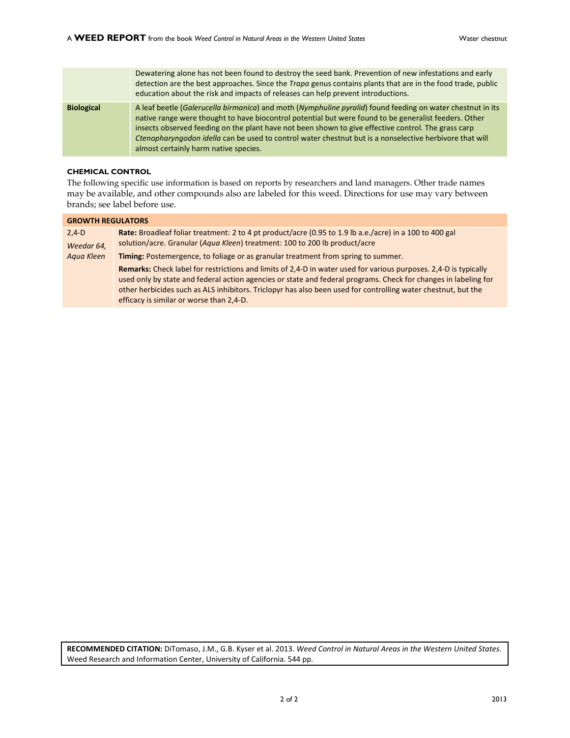| | |
|---|---|
| | Dewatering alone has not been found to destroy the seed bank. Prevention of new infestations and early detection are the best approaches. Since the *Trapa* genus contains plants that are in the food trade, public education about the risk and impacts of releases can help prevent introductions. |
| **Biological** | A leaf beetle (*Galerucella birmanica*) and moth (*Nymphuline pyralid*) found feeding on water chestnut in its native range were thought to have biocontrol potential but were found to be generalist feeders. Other insects observed feeding on the plant have not been shown to give effective control. The grass carp *Ctenopharyngodon idella* can be used to control water chestnut but is a nonselective herbivore that will almost certainly harm native species. |

**CHEMICAL CONTROL**

The following specific use information is based on reports by researchers and land managers. Other trade names may be available, and other compounds also are labeled for this weed. Directions for use may vary between brands; see label before use.

| GROWTH REGULATORS | |
|---|---|
| 2,4-D<br>*Weedar 64, Aqua Kleen* | **Rate:** Broadleaf foliar treatment: 2 to 4 pt product/acre (0.95 to 1.9 lb a.e./acre) in a 100 to 400 gal solution/acre. Granular (*Aqua Kleen*) treatment: 100 to 200 lb product/acre<br>**Timing:** Postemergence, to foliage or as granular treatment from spring to summer.<br>**Remarks:** Check label for restrictions and limits of 2,4-D in water used for various purposes. 2,4-D is typically used only by state and federal action agencies or state and federal programs. Check for changes in labeling for other herbicides such as ALS inhibitors. Triclopyr has also been used for controlling water chestnut, but the efficacy is similar or worse than 2,4-D. |

**RECOMMENDED CITATION:** DiTomaso, J.M., G.B. Kyser et al. 2013. *Weed Control in Natural Areas in the Western United States*. Weed Research and Information Center, University of California. 544 pp.